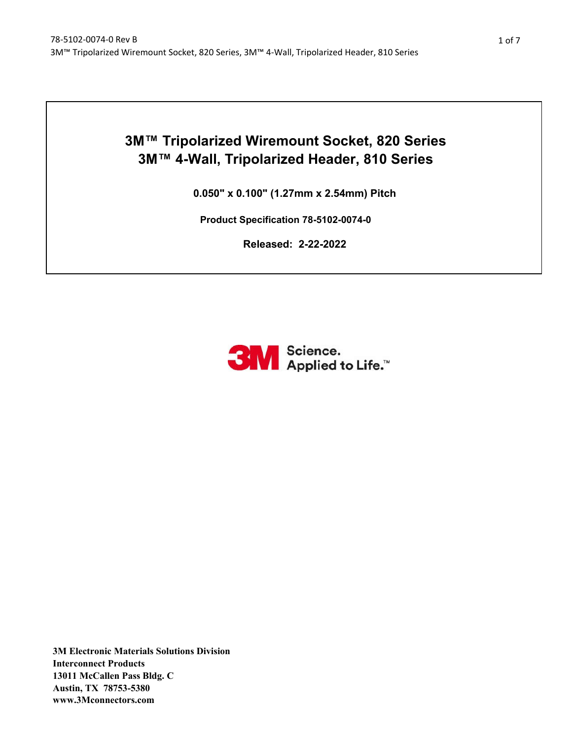# 3M™ Tripolarized Wiremount Socket, 820 Series
# 3M™ 4-Wall, Tripolarized Header, 810 Series

**0.050" x 0.100" (1.27mm x 2.54mm) Pitch**

**Product Specification 78-5102-0074-0**

**Released: 2-22-2022**

3M Science. Applied to Life.™

**3M Electronic Materials Solutions Division**
**Interconnect Products**
**13011 McCallen Pass Bldg. C**
**Austin, TX 78753-5380**
**www.3Mconnectors.com**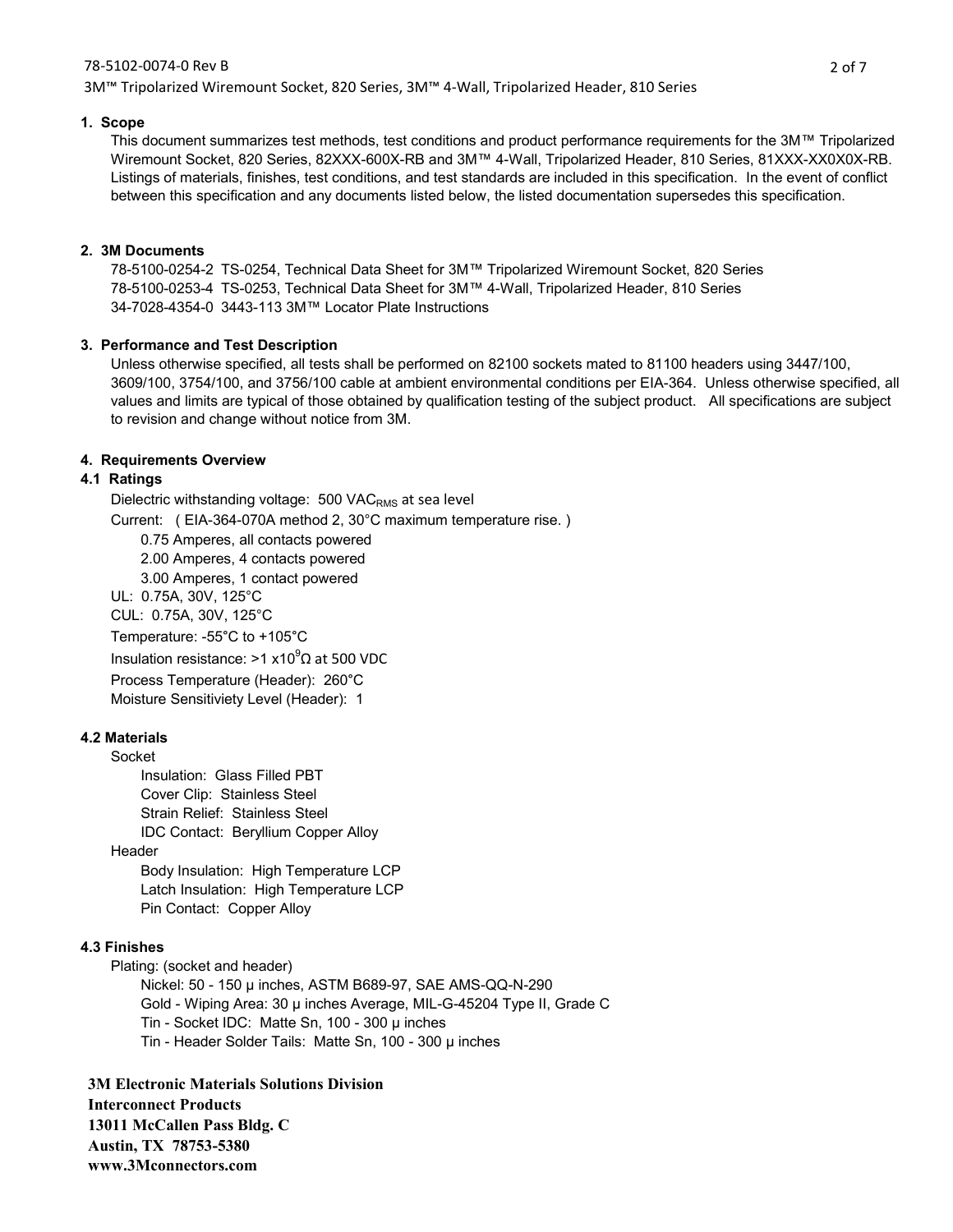## 1. Scope

This document summarizes test methods, test conditions and product performance requirements for the 3M™ Tripolarized Wiremount Socket, 820 Series, 82XXX-600X-RB and 3M™ 4-Wall, Tripolarized Header, 810 Series, 81XXX-XX0X0X-RB. Listings of materials, finishes, test conditions, and test standards are included in this specification. In the event of conflict between this specification and any documents listed below, the listed documentation supersedes this specification.

## 2. 3M Documents

78-5100-0254-2 TS-0254, Technical Data Sheet for 3M™ Tripolarized Wiremount Socket, 820 Series
78-5100-0253-4 TS-0253, Technical Data Sheet for 3M™ 4-Wall, Tripolarized Header, 810 Series
34-7028-4354-0 3443-113 3M™ Locator Plate Instructions

## 3. Performance and Test Description

Unless otherwise specified, all tests shall be performed on 82100 sockets mated to 81100 headers using 3447/100, 3609/100, 3754/100, and 3756/100 cable at ambient environmental conditions per EIA-364. Unless otherwise specified, all values and limits are typical of those obtained by qualification testing of the subject product. All specifications are subject to revision and change without notice from 3M.

## 4. Requirements Overview

### 4.1 Ratings

Dielectric withstanding voltage: 500 $VAC_{RMS}$ at sea level

Current: ( EIA-364-070A method 2, 30°C maximum temperature rise. )

- 0.75 Amperes, all contacts powered
- 2.00 Amperes, 4 contacts powered
- 3.00 Amperes, 1 contact powered

UL: 0.75A, 30V, 125°C

CUL: 0.75A, 30V, 125°C

Temperature: -55°C to +105°C

Insulation resistance: >1 $x10^9\Omega$ at 500 VDC

Process Temperature (Header): 260°C

Moisture Sensitiviety Level (Header): 1

### 4.2 Materials

Socket

- Insulation: Glass Filled PBT
- Cover Clip: Stainless Steel
- Strain Relief: Stainless Steel
- IDC Contact: Beryllium Copper Alloy

Header

- Body Insulation: High Temperature LCP
- Latch Insulation: High Temperature LCP
- Pin Contact: Copper Alloy

### 4.3 Finishes

Plating: (socket and header)

- Nickel: 50 - 150 µ inches, ASTM B689-97, SAE AMS-QQ-N-290
- Gold - Wiping Area: 30 µ inches Average, MIL-G-45204 Type II, Grade C
- Tin - Socket IDC: Matte Sn, 100 - 300 µ inches
- Tin - Header Solder Tails: Matte Sn, 100 - 300 µ inches

**3M Electronic Materials Solutions Division**
**Interconnect Products**
**13011 McCallen Pass Bldg. C**
**Austin, TX 78753-5380**
**www.3Mconnectors.com**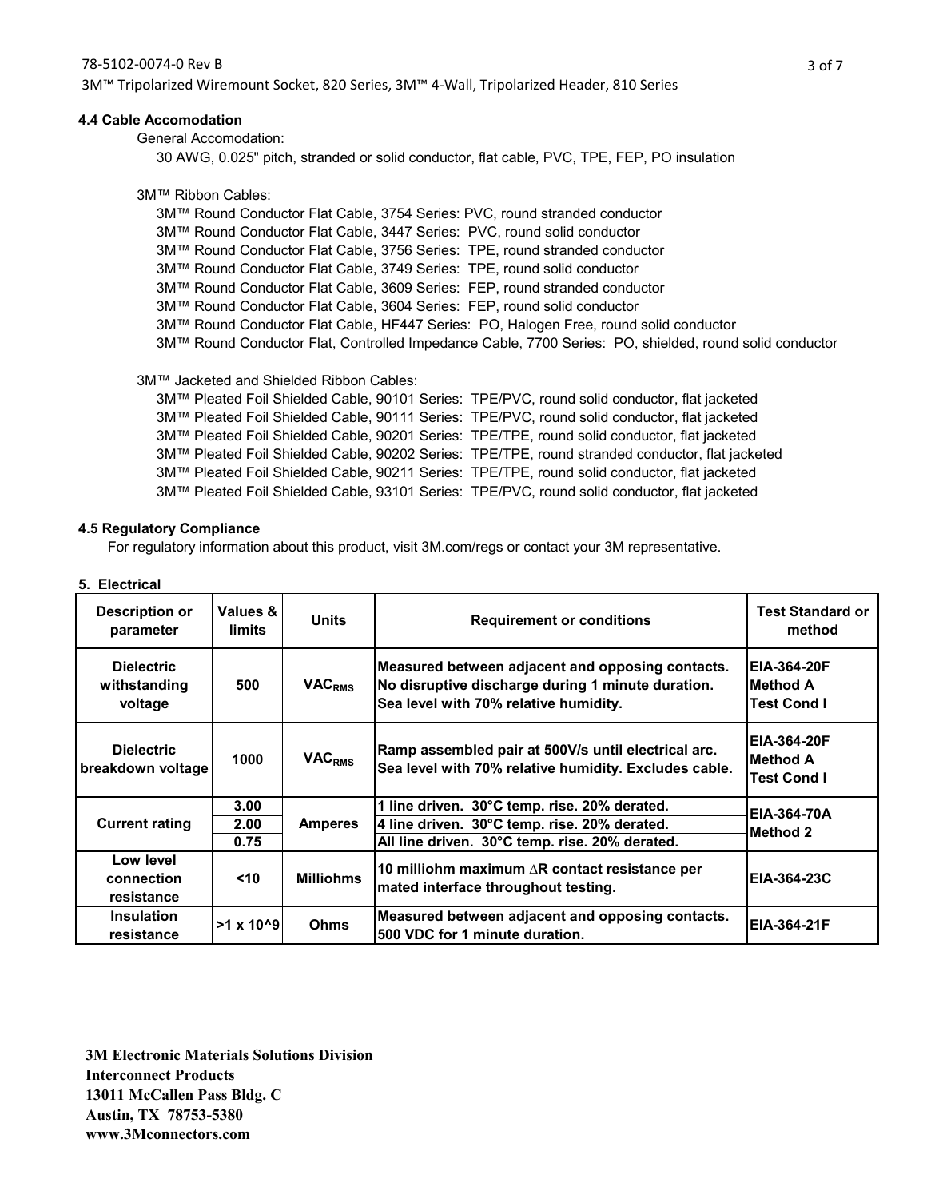#### 4.4 Cable Accomodation

General Accomodation:

30 AWG, 0.025" pitch, stranded or solid conductor, flat cable, PVC, TPE, FEP, PO insulation

3M™ Ribbon Cables:

3M™ Round Conductor Flat Cable, 3754 Series: PVC, round stranded conductor
3M™ Round Conductor Flat Cable, 3447 Series: PVC, round solid conductor
3M™ Round Conductor Flat Cable, 3756 Series: TPE, round stranded conductor
3M™ Round Conductor Flat Cable, 3749 Series: TPE, round solid conductor
3M™ Round Conductor Flat Cable, 3609 Series: FEP, round stranded conductor
3M™ Round Conductor Flat Cable, 3604 Series: FEP, round solid conductor
3M™ Round Conductor Flat Cable, HF447 Series: PO, Halogen Free, round solid conductor
3M™ Round Conductor Flat, Controlled Impedance Cable, 7700 Series: PO, shielded, round solid conductor

3M™ Jacketed and Shielded Ribbon Cables:

3M™ Pleated Foil Shielded Cable, 90101 Series: TPE/PVC, round solid conductor, flat jacketed
3M™ Pleated Foil Shielded Cable, 90111 Series: TPE/PVC, round solid conductor, flat jacketed
3M™ Pleated Foil Shielded Cable, 90201 Series: TPE/TPE, round solid conductor, flat jacketed
3M™ Pleated Foil Shielded Cable, 90202 Series: TPE/TPE, round stranded conductor, flat jacketed
3M™ Pleated Foil Shielded Cable, 90211 Series: TPE/TPE, round solid conductor, flat jacketed
3M™ Pleated Foil Shielded Cable, 93101 Series: TPE/PVC, round solid conductor, flat jacketed

#### 4.5 Regulatory Compliance

For regulatory information about this product, visit 3M.com/regs or contact your 3M representative.

#### 5. Electrical

| Description or parameter | Values & limits | Units | Requirement or conditions | Test Standard or method |
|---|---|---|---|---|
| Dielectric withstanding voltage | 500 | $VAC_{RMS}$ | Measured between adjacent and opposing contacts. No disruptive discharge during 1 minute duration. Sea level with 70% relative humidity. | EIA-364-20F Method A Test Cond I |
| Dielectric breakdown voltage | 1000 | $VAC_{RMS}$ | Ramp assembled pair at 500V/s until electrical arc. Sea level with 70% relative humidity. Excludes cable. | EIA-364-20F Method A Test Cond I |
| Current rating | 3.00 | Amperes | 1 line driven. 30°C temp. rise. 20% derated. | EIA-364-70A Method 2 |
| | 2.00 | | 4 line driven. 30°C temp. rise. 20% derated. | |
| | 0.75 | | All line driven. 30°C temp. rise. 20% derated. | |
| Low level connection resistance | <10 | Milliohms | 10 milliohm maximum ∆R contact resistance per mated interface throughout testing. | EIA-364-23C |
| Insulation resistance | >1 x 10^9 | Ohms | Measured between adjacent and opposing contacts. 500 VDC for 1 minute duration. | EIA-364-21F |

**3M Electronic Materials Solutions Division**
**Interconnect Products**
**13011 McCallen Pass Bldg. C**
**Austin, TX 78753-5380**
**www.3Mconnectors.com**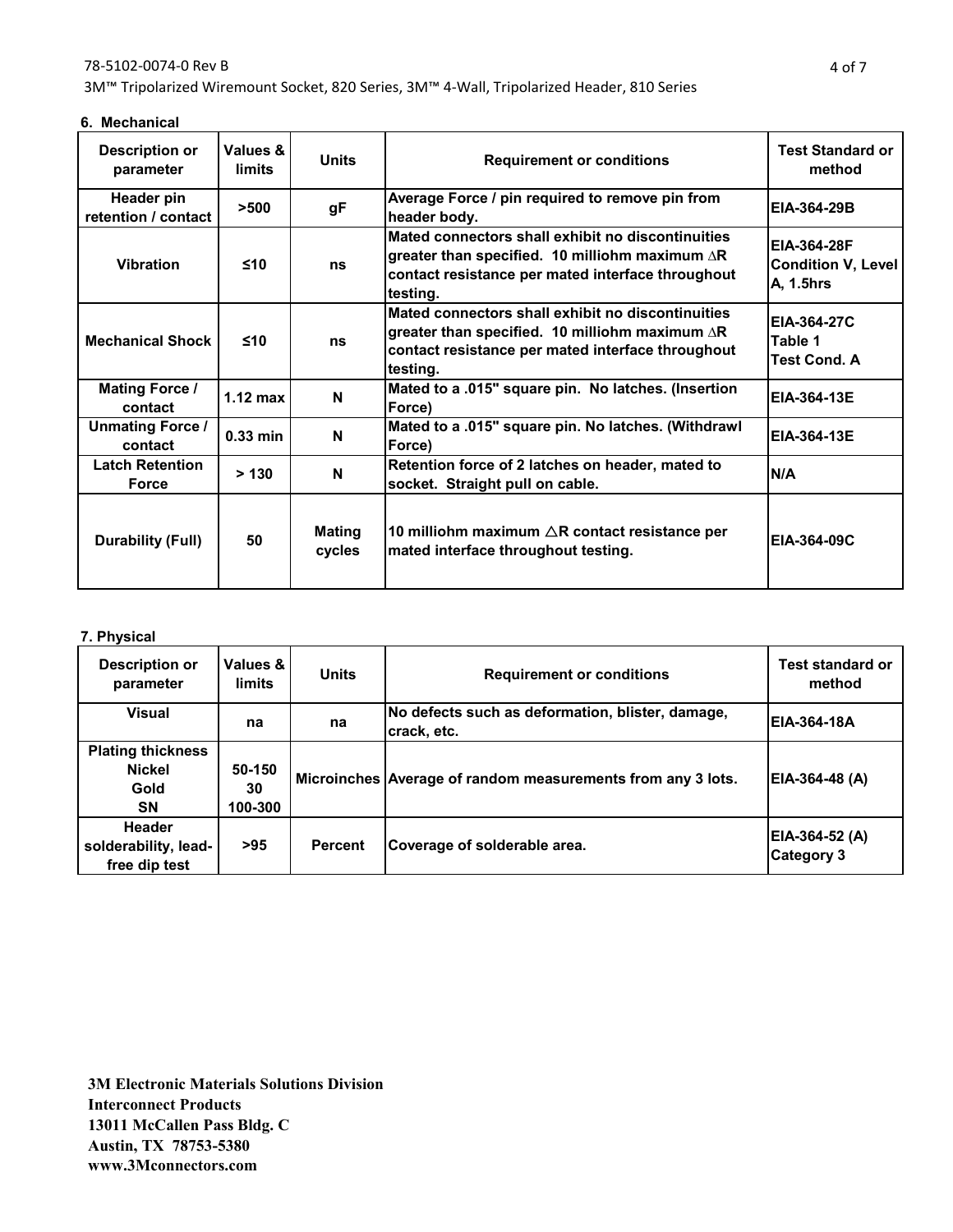## 6. Mechanical

| Description or parameter | Values & limits | Units | Requirement or conditions | Test Standard or method |
|---|---|---|---|---|
| Header pin retention / contact | >500 | gF | Average Force / pin required to remove pin from header body. | EIA-364-29B |
| Vibration | ≤10 | ns | Mated connectors shall exhibit no discontinuities greater than specified. 10 milliohm maximum ∆R contact resistance per mated interface throughout testing. | EIA-364-28F Condition V, Level A, 1.5hrs |
| Mechanical Shock | ≤10 | ns | Mated connectors shall exhibit no discontinuities greater than specified. 10 milliohm maximum ∆R contact resistance per mated interface throughout testing. | EIA-364-27C Table 1 Test Cond. A |
| Mating Force / contact | 1.12 max | N | Mated to a .015" square pin. No latches. (Insertion Force) | EIA-364-13E |
| Unmating Force / contact | 0.33 min | N | Mated to a .015" square pin. No latches. (Withdrawl Force) | EIA-364-13E |
| Latch Retention Force | > 130 | N | Retention force of 2 latches on header, mated to socket. Straight pull on cable. | N/A |
| Durability (Full) | 50 | Mating cycles | 10 milliohm maximum △R contact resistance per mated interface throughout testing. | EIA-364-09C |

## 7. Physical

| Description or parameter | Values & limits | Units | Requirement or conditions | Test standard or method |
|---|---|---|---|---|
| Visual | na | na | No defects such as deformation, blister, damage, crack, etc. | EIA-364-18A |
| Plating thickness<br>Nickel<br>Gold<br>SN | <br>50-150<br>30<br>100-300 | Microinches | Average of random measurements from any 3 lots. | EIA-364-48 (A) |
| Header solderability, lead-free dip test | >95 | Percent | Coverage of solderable area. | EIA-364-52 (A) Category 3 |

**3M Electronic Materials Solutions Division**
**Interconnect Products**
**13011 McCallen Pass Bldg. C**
**Austin, TX 78753-5380**
**www.3Mconnectors.com**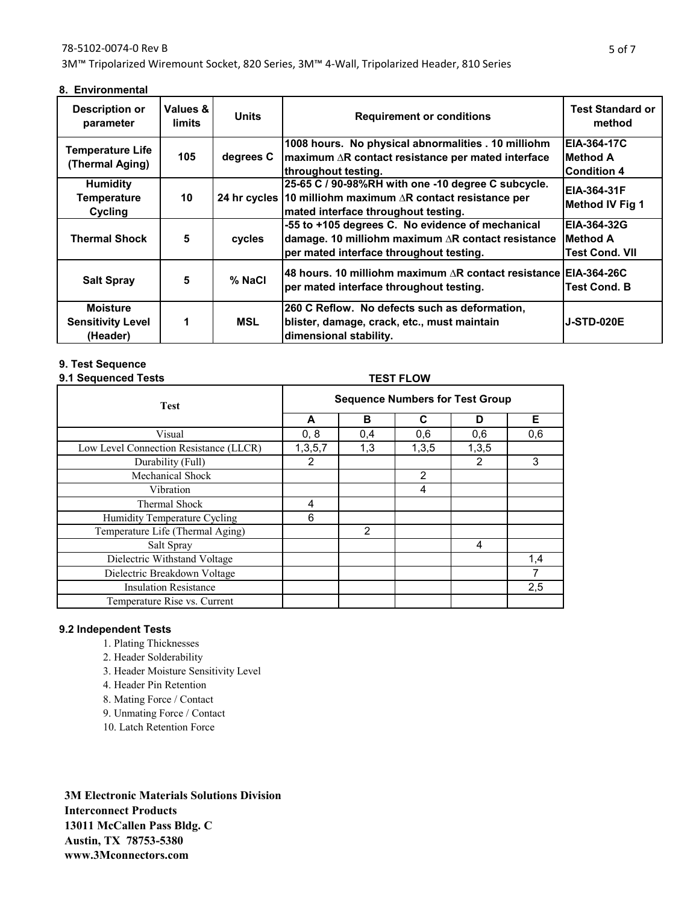## 8. Environmental

| Description or parameter | Values & limits | Units | Requirement or conditions | Test Standard or method |
|---|---|---|---|---|
| Temperature Life (Thermal Aging) | 105 | degrees C | 1008 hours. No physical abnormalities . 10 milliohm maximum ∆R contact resistance per mated interface throughout testing. | EIA-364-17C Method A Condition 4 |
| Humidity Temperature Cycling | 10 | 24 hr cycles | 25-65 C / 90-98%RH with one -10 degree C subcycle. 10 milliohm maximum ∆R contact resistance per mated interface throughout testing. | EIA-364-31F Method IV Fig 1 |
| Thermal Shock | 5 | cycles | -55 to +105 degrees C. No evidence of mechanical damage. 10 milliohm maximum ∆R contact resistance per mated interface throughout testing. | EIA-364-32G Method A Test Cond. VII |
| Salt Spray | 5 | % NaCl | 48 hours. 10 milliohm maximum ∆R contact resistance per mated interface throughout testing. | EIA-364-26C Test Cond. B |
| Moisture Sensitivity Level (Header) | 1 | MSL | 260 C Reflow. No defects such as deformation, blister, damage, crack, etc., must maintain dimensional stability. | J-STD-020E |

## 9. Test Sequence

### 9.1 Sequenced Tests

**TEST FLOW**

| Test | Sequence Numbers for Test Group | | | | |
|---|---|---|---|---|---|
| | A | B | C | D | E |
| Visual | 0, 8 | 0,4 | 0,6 | 0,6 | 0,6 |
| Low Level Connection Resistance (LLCR) | 1,3,5,7 | 1,3 | 1,3,5 | 1,3,5 | |
| Durability (Full) | 2 | | | 2 | 3 |
| Mechanical Shock | | | 2 | | |
| Vibration | | | 4 | | |
| Thermal Shock | 4 | | | | |
| Humidity Temperature Cycling | 6 | | | | |
| Temperature Life (Thermal Aging) | | 2 | | | |
| Salt Spray | | | | 4 | |
| Dielectric Withstand Voltage | | | | | 1,4 |
| Dielectric Breakdown Voltage | | | | | 7 |
| Insulation Resistance | | | | | 2,5 |
| Temperature Rise vs. Current | | | | | |

### 9.2 Independent Tests

1. Plating Thicknesses
2. Header Solderability
3. Header Moisture Sensitivity Level
4. Header Pin Retention
8. Mating Force / Contact
9. Unmating Force / Contact
10. Latch Retention Force

**3M Electronic Materials Solutions Division**
**Interconnect Products**
**13011 McCallen Pass Bldg. C**
**Austin, TX 78753-5380**
**www.3Mconnectors.com**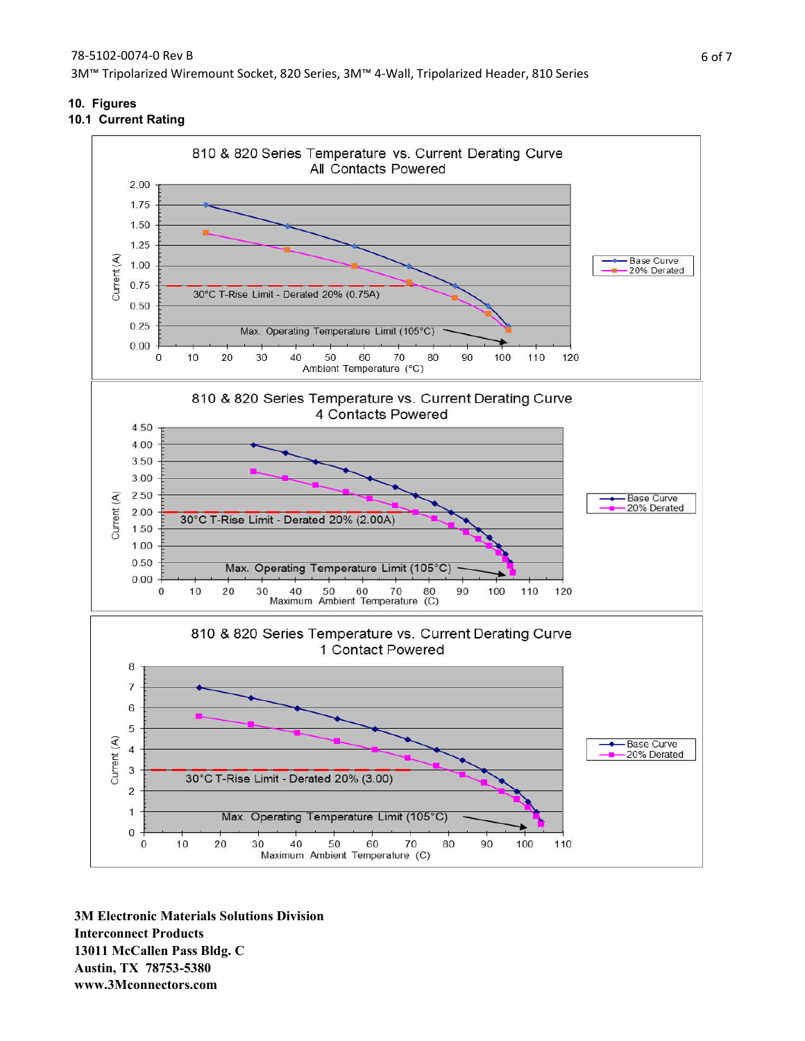## 10. Figures

### 10.1 Current Rating

**810 & 820 Series Temperature vs. Current Derating Curve**
**All Contacts Powered**

- Base Curve
- 20% Derated

30°C T-Rise Limit - Derated 20% (0.75A)

Max. Operating Temperature Limit (105°C)

Current (A) vs. Ambient Temperature (°C)

**810 & 820 Series Temperature vs. Current Derating Curve**
**4 Contacts Powered**

- Base Curve
- 20% Derated

30°C T-Rise Limit - Derated 20% (2.00A)

Max. Operating Temperature Limit (105°C)

Current (A) vs. Maximum Ambient Temperature (C)

**810 & 820 Series Temperature vs. Current Derating Curve**
**1 Contact Powered**

- Base Curve
- 20% Derated

30°C T-Rise Limit - Derated 20% (3.00)

Max. Operating Temperature Limit (105°C)

Current (A) vs. Maximum Ambient Temperature (C)

**3M Electronic Materials Solutions Division**
**Interconnect Products**
**13011 McCallen Pass Bldg. C**
**Austin, TX 78753-5380**
**www.3Mconnectors.com**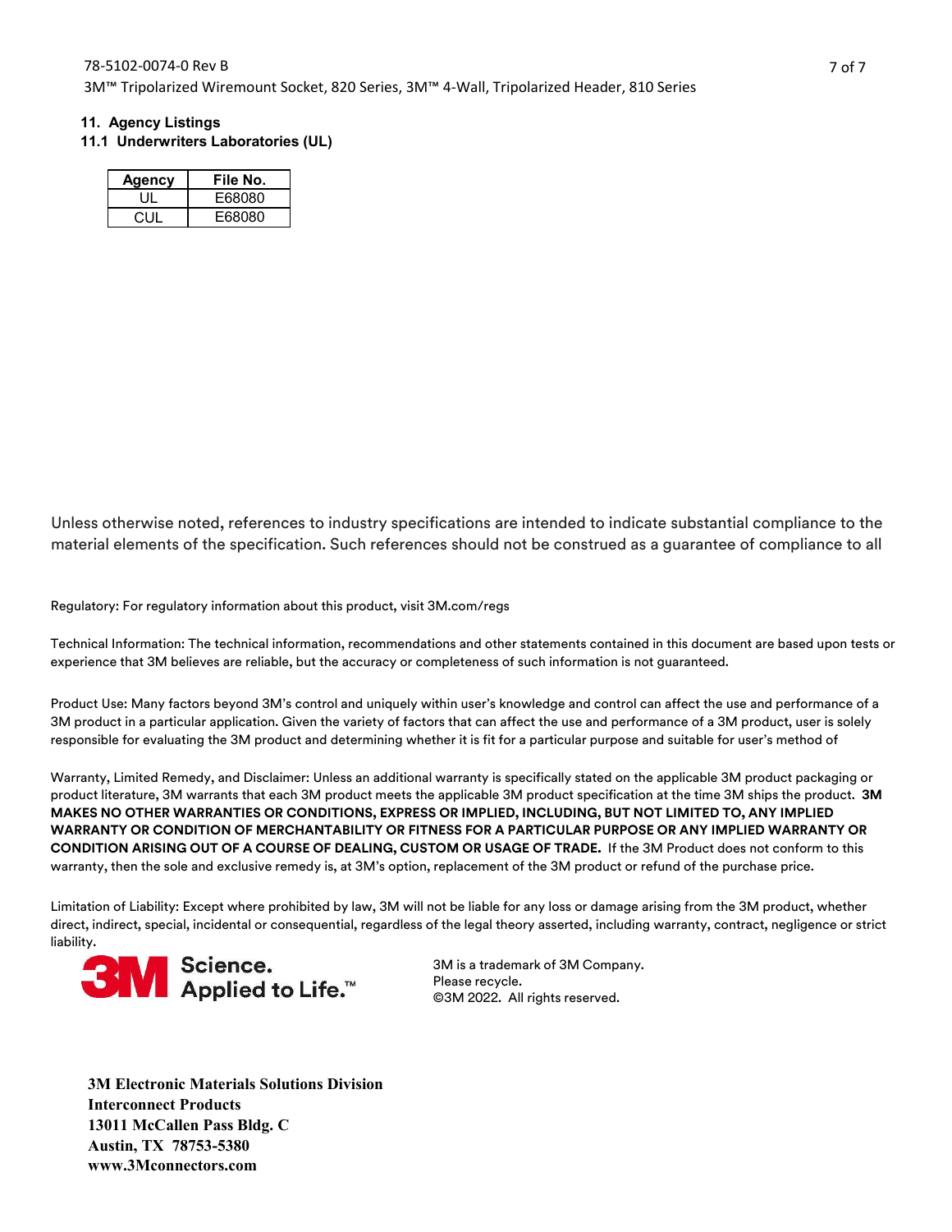## 11. Agency Listings

### 11.1 Underwriters Laboratories (UL)

| Agency | File No. |
|---|---|
| UL | E68080 |
| CUL | E68080 |

Unless otherwise noted, references to industry specifications are intended to indicate substantial compliance to the material elements of the specification. Such references should not be construed as a guarantee of compliance to all

Regulatory: For regulatory information about this product, visit 3M.com/regs

Technical Information: The technical information, recommendations and other statements contained in this document are based upon tests or experience that 3M believes are reliable, but the accuracy or completeness of such information is not guaranteed.

Product Use: Many factors beyond 3M's control and uniquely within user's knowledge and control can affect the use and performance of a 3M product in a particular application. Given the variety of factors that can affect the use and performance of a 3M product, user is solely responsible for evaluating the 3M product and determining whether it is fit for a particular purpose and suitable for user's method of

Warranty, Limited Remedy, and Disclaimer: Unless an additional warranty is specifically stated on the applicable 3M product packaging or product literature, 3M warrants that each 3M product meets the applicable 3M product specification at the time 3M ships the product. **3M MAKES NO OTHER WARRANTIES OR CONDITIONS, EXPRESS OR IMPLIED, INCLUDING, BUT NOT LIMITED TO, ANY IMPLIED WARRANTY OR CONDITION OF MERCHANTABILITY OR FITNESS FOR A PARTICULAR PURPOSE OR ANY IMPLIED WARRANTY OR CONDITION ARISING OUT OF A COURSE OF DEALING, CUSTOM OR USAGE OF TRADE.** If the 3M Product does not conform to this warranty, then the sole and exclusive remedy is, at 3M's option, replacement of the 3M product or refund of the purchase price.

Limitation of Liability: Except where prohibited by law, 3M will not be liable for any loss or damage arising from the 3M product, whether direct, indirect, special, incidental or consequential, regardless of the legal theory asserted, including warranty, contract, negligence or strict liability.

3M Science. Applied to Life.™

3M is a trademark of 3M Company.
Please recycle.
©3M 2022. All rights reserved.

**3M Electronic Materials Solutions Division**
**Interconnect Products**
**13011 McCallen Pass Bldg. C**
**Austin, TX 78753-5380**
**www.3Mconnectors.com**